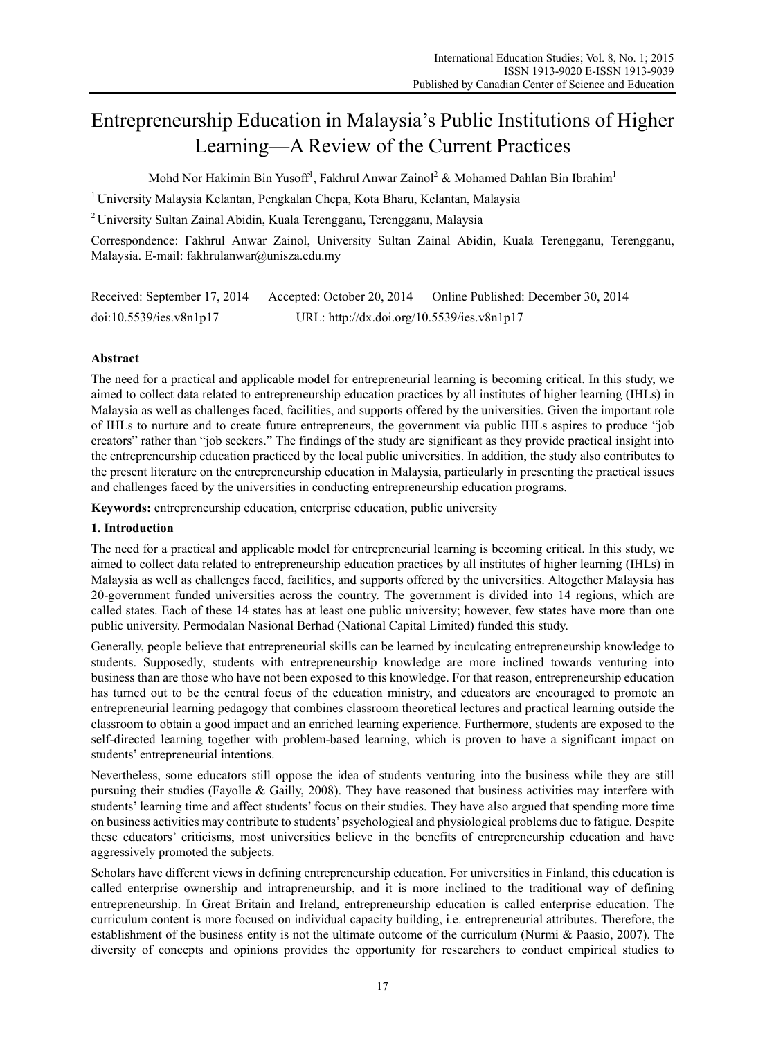# Entrepreneurship Education in Malaysia's Public Institutions of Higher Learning—A Review of the Current Practices

Mohd Nor Hakimin Bin Yusoff[1], Fakhrul Anwar Zainol[2] & Mohamed Dahlan Bin Ibrahim[1]

[1] University Malaysia Kelantan, Pengkalan Chepa, Kota Bharu, Kelantan, Malaysia

[2] University Sultan Zainal Abidin, Kuala Terengganu, Terengganu, Malaysia

Correspondence: Fakhrul Anwar Zainol, University Sultan Zainal Abidin, Kuala Terengganu, Terengganu, Malaysia. E-mail: fakhrulanwar@unisza.edu.my

Received: September 17, 2014 Accepted: October 20, 2014 Online Published: December 30, 2014

doi:10.5539/ies.v8n1p17 URL: http://dx.doi.org/10.5539/ies.v8n1p17

## Abstract

The need for a practical and applicable model for entrepreneurial learning is becoming critical. In this study, we aimed to collect data related to entrepreneurship education practices by all institutes of higher learning (IHLs) in Malaysia as well as challenges faced, facilities, and supports offered by the universities. Given the important role of IHLs to nurture and to create future entrepreneurs, the government via public IHLs aspires to produce "job creators" rather than "job seekers." The findings of the study are significant as they provide practical insight into the entrepreneurship education practiced by the local public universities. In addition, the study also contributes to the present literature on the entrepreneurship education in Malaysia, particularly in presenting the practical issues and challenges faced by the universities in conducting entrepreneurship education programs.

**Keywords:** entrepreneurship education, enterprise education, public university

## 1. Introduction

The need for a practical and applicable model for entrepreneurial learning is becoming critical. In this study, we aimed to collect data related to entrepreneurship education practices by all institutes of higher learning (IHLs) in Malaysia as well as challenges faced, facilities, and supports offered by the universities. Altogether Malaysia has 20-government funded universities across the country. The government is divided into 14 regions, which are called states. Each of these 14 states has at least one public university; however, few states have more than one public university. Permodalan Nasional Berhad (National Capital Limited) funded this study.

Generally, people believe that entrepreneurial skills can be learned by inculcating entrepreneurship knowledge to students. Supposedly, students with entrepreneurship knowledge are more inclined towards venturing into business than are those who have not been exposed to this knowledge. For that reason, entrepreneurship education has turned out to be the central focus of the education ministry, and educators are encouraged to promote an entrepreneurial learning pedagogy that combines classroom theoretical lectures and practical learning outside the classroom to obtain a good impact and an enriched learning experience. Furthermore, students are exposed to the self-directed learning together with problem-based learning, which is proven to have a significant impact on students' entrepreneurial intentions.

Nevertheless, some educators still oppose the idea of students venturing into the business while they are still pursuing their studies (Fayolle & Gailly, 2008). They have reasoned that business activities may interfere with students' learning time and affect students' focus on their studies. They have also argued that spending more time on business activities may contribute to students' psychological and physiological problems due to fatigue. Despite these educators' criticisms, most universities believe in the benefits of entrepreneurship education and have aggressively promoted the subjects.

Scholars have different views in defining entrepreneurship education. For universities in Finland, this education is called enterprise ownership and intrapreneurship, and it is more inclined to the traditional way of defining entrepreneurship. In Great Britain and Ireland, entrepreneurship education is called enterprise education. The curriculum content is more focused on individual capacity building, i.e. entrepreneurial attributes. Therefore, the establishment of the business entity is not the ultimate outcome of the curriculum (Nurmi & Paasio, 2007). The diversity of concepts and opinions provides the opportunity for researchers to conduct empirical studies to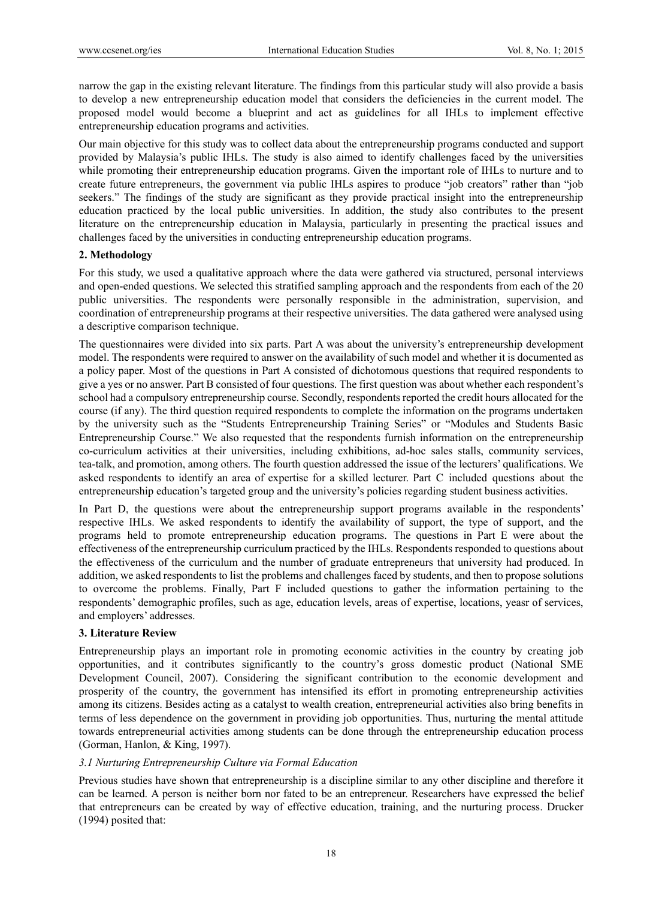narrow the gap in the existing relevant literature. The findings from this particular study will also provide a basis to develop a new entrepreneurship education model that considers the deficiencies in the current model. The proposed model would become a blueprint and act as guidelines for all IHLs to implement effective entrepreneurship education programs and activities.

Our main objective for this study was to collect data about the entrepreneurship programs conducted and support provided by Malaysia's public IHLs. The study is also aimed to identify challenges faced by the universities while promoting their entrepreneurship education programs. Given the important role of IHLs to nurture and to create future entrepreneurs, the government via public IHLs aspires to produce "job creators" rather than "job seekers." The findings of the study are significant as they provide practical insight into the entrepreneurship education practiced by the local public universities. In addition, the study also contributes to the present literature on the entrepreneurship education in Malaysia, particularly in presenting the practical issues and challenges faced by the universities in conducting entrepreneurship education programs.

## 2. Methodology

For this study, we used a qualitative approach where the data were gathered via structured, personal interviews and open-ended questions. We selected this stratified sampling approach and the respondents from each of the 20 public universities. The respondents were personally responsible in the administration, supervision, and coordination of entrepreneurship programs at their respective universities. The data gathered were analysed using a descriptive comparison technique.

The questionnaires were divided into six parts. Part A was about the university's entrepreneurship development model. The respondents were required to answer on the availability of such model and whether it is documented as a policy paper. Most of the questions in Part A consisted of dichotomous questions that required respondents to give a yes or no answer. Part B consisted of four questions. The first question was about whether each respondent's school had a compulsory entrepreneurship course. Secondly, respondents reported the credit hours allocated for the course (if any). The third question required respondents to complete the information on the programs undertaken by the university such as the "Students Entrepreneurship Training Series" or "Modules and Students Basic Entrepreneurship Course." We also requested that the respondents furnish information on the entrepreneurship co-curriculum activities at their universities, including exhibitions, ad-hoc sales stalls, community services, tea-talk, and promotion, among others. The fourth question addressed the issue of the lecturers' qualifications. We asked respondents to identify an area of expertise for a skilled lecturer. Part C included questions about the entrepreneurship education's targeted group and the university's policies regarding student business activities.

In Part D, the questions were about the entrepreneurship support programs available in the respondents' respective IHLs. We asked respondents to identify the availability of support, the type of support, and the programs held to promote entrepreneurship education programs. The questions in Part E were about the effectiveness of the entrepreneurship curriculum practiced by the IHLs. Respondents responded to questions about the effectiveness of the curriculum and the number of graduate entrepreneurs that university had produced. In addition, we asked respondents to list the problems and challenges faced by students, and then to propose solutions to overcome the problems. Finally, Part F included questions to gather the information pertaining to the respondents' demographic profiles, such as age, education levels, areas of expertise, locations, yeasr of services, and employers' addresses.

## 3. Literature Review

Entrepreneurship plays an important role in promoting economic activities in the country by creating job opportunities, and it contributes significantly to the country's gross domestic product (National SME Development Council, 2007). Considering the significant contribution to the economic development and prosperity of the country, the government has intensified its effort in promoting entrepreneurship activities among its citizens. Besides acting as a catalyst to wealth creation, entrepreneurial activities also bring benefits in terms of less dependence on the government in providing job opportunities. Thus, nurturing the mental attitude towards entrepreneurial activities among students can be done through the entrepreneurship education process (Gorman, Hanlon, & King, 1997).

### *3.1 Nurturing Entrepreneurship Culture via Formal Education*

Previous studies have shown that entrepreneurship is a discipline similar to any other discipline and therefore it can be learned. A person is neither born nor fated to be an entrepreneur. Researchers have expressed the belief that entrepreneurs can be created by way of effective education, training, and the nurturing process. Drucker (1994) posited that: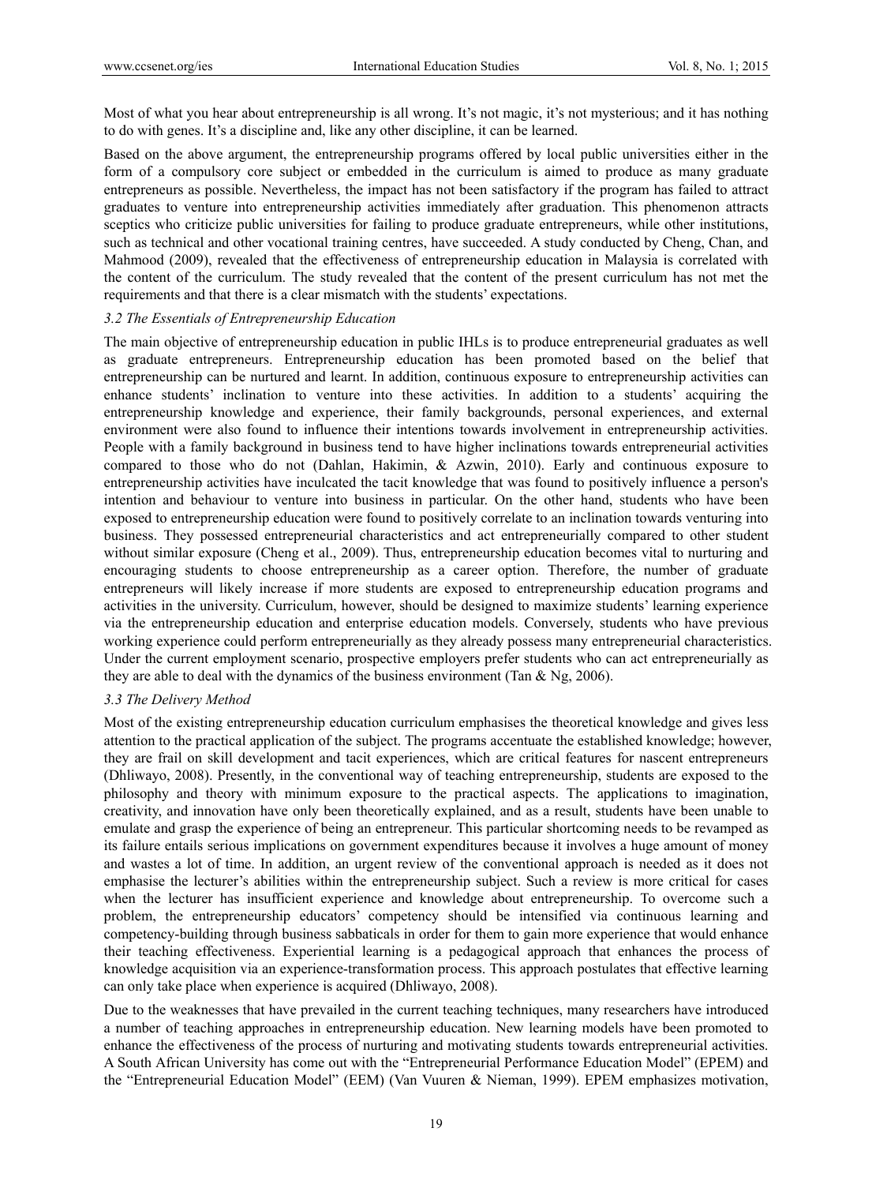Most of what you hear about entrepreneurship is all wrong. It's not magic, it's not mysterious; and it has nothing to do with genes. It's a discipline and, like any other discipline, it can be learned.

Based on the above argument, the entrepreneurship programs offered by local public universities either in the form of a compulsory core subject or embedded in the curriculum is aimed to produce as many graduate entrepreneurs as possible. Nevertheless, the impact has not been satisfactory if the program has failed to attract graduates to venture into entrepreneurship activities immediately after graduation. This phenomenon attracts sceptics who criticize public universities for failing to produce graduate entrepreneurs, while other institutions, such as technical and other vocational training centres, have succeeded. A study conducted by Cheng, Chan, and Mahmood (2009), revealed that the effectiveness of entrepreneurship education in Malaysia is correlated with the content of the curriculum. The study revealed that the content of the present curriculum has not met the requirements and that there is a clear mismatch with the students' expectations.

### *3.2 The Essentials of Entrepreneurship Education*

The main objective of entrepreneurship education in public IHLs is to produce entrepreneurial graduates as well as graduate entrepreneurs. Entrepreneurship education has been promoted based on the belief that entrepreneurship can be nurtured and learnt. In addition, continuous exposure to entrepreneurship activities can enhance students' inclination to venture into these activities. In addition to a students' acquiring the entrepreneurship knowledge and experience, their family backgrounds, personal experiences, and external environment were also found to influence their intentions towards involvement in entrepreneurship activities. People with a family background in business tend to have higher inclinations towards entrepreneurial activities compared to those who do not (Dahlan, Hakimin, & Azwin, 2010). Early and continuous exposure to entrepreneurship activities have inculcated the tacit knowledge that was found to positively influence a person's intention and behaviour to venture into business in particular. On the other hand, students who have been exposed to entrepreneurship education were found to positively correlate to an inclination towards venturing into business. They possessed entrepreneurial characteristics and act entrepreneurially compared to other student without similar exposure (Cheng et al., 2009). Thus, entrepreneurship education becomes vital to nurturing and encouraging students to choose entrepreneurship as a career option. Therefore, the number of graduate entrepreneurs will likely increase if more students are exposed to entrepreneurship education programs and activities in the university. Curriculum, however, should be designed to maximize students' learning experience via the entrepreneurship education and enterprise education models. Conversely, students who have previous working experience could perform entrepreneurially as they already possess many entrepreneurial characteristics. Under the current employment scenario, prospective employers prefer students who can act entrepreneurially as they are able to deal with the dynamics of the business environment (Tan & Ng, 2006).

### *3.3 The Delivery Method*

Most of the existing entrepreneurship education curriculum emphasises the theoretical knowledge and gives less attention to the practical application of the subject. The programs accentuate the established knowledge; however, they are frail on skill development and tacit experiences, which are critical features for nascent entrepreneurs (Dhliwayo, 2008). Presently, in the conventional way of teaching entrepreneurship, students are exposed to the philosophy and theory with minimum exposure to the practical aspects. The applications to imagination, creativity, and innovation have only been theoretically explained, and as a result, students have been unable to emulate and grasp the experience of being an entrepreneur. This particular shortcoming needs to be revamped as its failure entails serious implications on government expenditures because it involves a huge amount of money and wastes a lot of time. In addition, an urgent review of the conventional approach is needed as it does not emphasise the lecturer's abilities within the entrepreneurship subject. Such a review is more critical for cases when the lecturer has insufficient experience and knowledge about entrepreneurship. To overcome such a problem, the entrepreneurship educators' competency should be intensified via continuous learning and competency-building through business sabbaticals in order for them to gain more experience that would enhance their teaching effectiveness. Experiential learning is a pedagogical approach that enhances the process of knowledge acquisition via an experience-transformation process. This approach postulates that effective learning can only take place when experience is acquired (Dhliwayo, 2008).

Due to the weaknesses that have prevailed in the current teaching techniques, many researchers have introduced a number of teaching approaches in entrepreneurship education. New learning models have been promoted to enhance the effectiveness of the process of nurturing and motivating students towards entrepreneurial activities. A South African University has come out with the "Entrepreneurial Performance Education Model" (EPEM) and the "Entrepreneurial Education Model" (EEM) (Van Vuuren & Nieman, 1999). EPEM emphasizes motivation,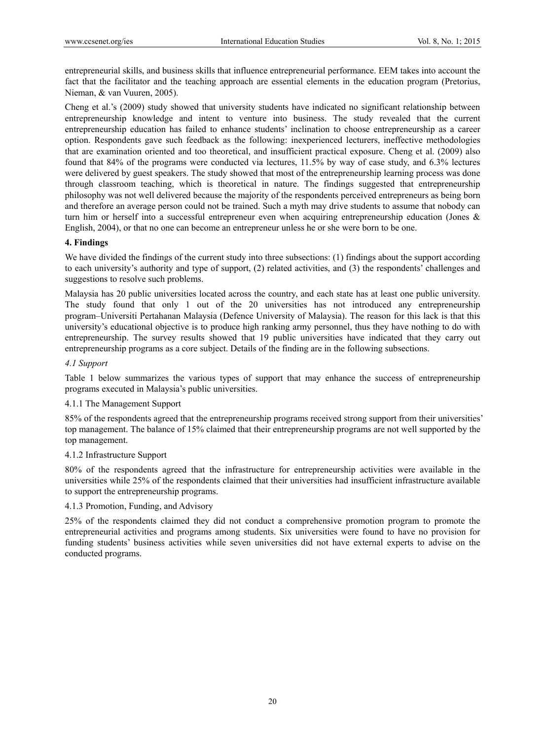entrepreneurial skills, and business skills that influence entrepreneurial performance. EEM takes into account the fact that the facilitator and the teaching approach are essential elements in the education program (Pretorius, Nieman, & van Vuuren, 2005).

Cheng et al.'s (2009) study showed that university students have indicated no significant relationship between entrepreneurship knowledge and intent to venture into business. The study revealed that the current entrepreneurship education has failed to enhance students' inclination to choose entrepreneurship as a career option. Respondents gave such feedback as the following: inexperienced lecturers, ineffective methodologies that are examination oriented and too theoretical, and insufficient practical exposure. Cheng et al. (2009) also found that 84% of the programs were conducted via lectures, 11.5% by way of case study, and 6.3% lectures were delivered by guest speakers. The study showed that most of the entrepreneurship learning process was done through classroom teaching, which is theoretical in nature. The findings suggested that entrepreneurship philosophy was not well delivered because the majority of the respondents perceived entrepreneurs as being born and therefore an average person could not be trained. Such a myth may drive students to assume that nobody can turn him or herself into a successful entrepreneur even when acquiring entrepreneurship education (Jones & English, 2004), or that no one can become an entrepreneur unless he or she were born to be one.

## 4. Findings

We have divided the findings of the current study into three subsections: (1) findings about the support according to each university's authority and type of support, (2) related activities, and (3) the respondents' challenges and suggestions to resolve such problems.

Malaysia has 20 public universities located across the country, and each state has at least one public university. The study found that only 1 out of the 20 universities has not introduced any entrepreneurship program–Universiti Pertahanan Malaysia (Defence University of Malaysia). The reason for this lack is that this university's educational objective is to produce high ranking army personnel, thus they have nothing to do with entrepreneurship. The survey results showed that 19 public universities have indicated that they carry out entrepreneurship programs as a core subject. Details of the finding are in the following subsections.

### *4.1 Support*

Table 1 below summarizes the various types of support that may enhance the success of entrepreneurship programs executed in Malaysia's public universities.

#### 4.1.1 The Management Support

85% of the respondents agreed that the entrepreneurship programs received strong support from their universities' top management. The balance of 15% claimed that their entrepreneurship programs are not well supported by the top management.

#### 4.1.2 Infrastructure Support

80% of the respondents agreed that the infrastructure for entrepreneurship activities were available in the universities while 25% of the respondents claimed that their universities had insufficient infrastructure available to support the entrepreneurship programs.

#### 4.1.3 Promotion, Funding, and Advisory

25% of the respondents claimed they did not conduct a comprehensive promotion program to promote the entrepreneurial activities and programs among students. Six universities were found to have no provision for funding students' business activities while seven universities did not have external experts to advise on the conducted programs.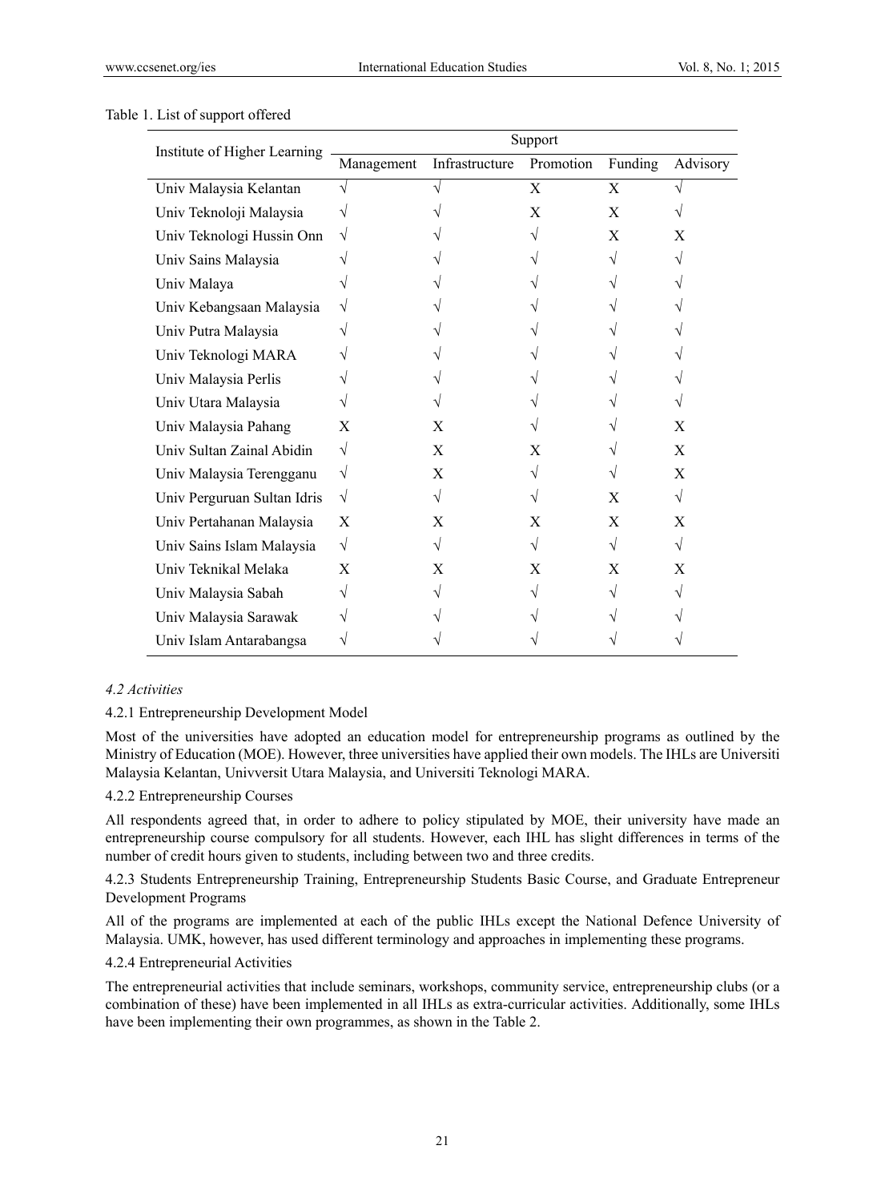Table 1. List of support offered

| Institute of Higher Learning | Support | | | | |
|---|---|---|---|---|---|
| | Management | Infrastructure | Promotion | Funding | Advisory |
| Univ Malaysia Kelantan | √ | √ | X | X | √ |
| Univ Teknoloji Malaysia | √ | √ | X | X | √ |
| Univ Teknologi Hussin Onn | √ | √ | √ | X | X |
| Univ Sains Malaysia | √ | √ | √ | √ | √ |
| Univ Malaya | √ | √ | √ | √ | √ |
| Univ Kebangsaan Malaysia | √ | √ | √ | √ | √ |
| Univ Putra Malaysia | √ | √ | √ | √ | √ |
| Univ Teknologi MARA | √ | √ | √ | √ | √ |
| Univ Malaysia Perlis | √ | √ | √ | √ | √ |
| Univ Utara Malaysia | √ | √ | √ | √ | √ |
| Univ Malaysia Pahang | X | X | √ | √ | X |
| Univ Sultan Zainal Abidin | √ | X | X | √ | X |
| Univ Malaysia Terengganu | √ | X | √ | √ | X |
| Univ Perguruan Sultan Idris | √ | √ | √ | X | √ |
| Univ Pertahanan Malaysia | X | X | X | X | X |
| Univ Sains Islam Malaysia | √ | √ | √ | √ | √ |
| Univ Teknikal Melaka | X | X | X | X | X |
| Univ Malaysia Sabah | √ | √ | √ | √ | √ |
| Univ Malaysia Sarawak | √ | √ | √ | √ | √ |
| Univ Islam Antarabangsa | √ | √ | √ | √ | √ |

### *4.2 Activities*

#### 4.2.1 Entrepreneurship Development Model

Most of the universities have adopted an education model for entrepreneurship programs as outlined by the Ministry of Education (MOE). However, three universities have applied their own models. The IHLs are Universiti Malaysia Kelantan, Univversit Utara Malaysia, and Universiti Teknologi MARA.

#### 4.2.2 Entrepreneurship Courses

All respondents agreed that, in order to adhere to policy stipulated by MOE, their university have made an entrepreneurship course compulsory for all students. However, each IHL has slight differences in terms of the number of credit hours given to students, including between two and three credits.

#### 4.2.3 Students Entrepreneurship Training, Entrepreneurship Students Basic Course, and Graduate Entrepreneur Development Programs

All of the programs are implemented at each of the public IHLs except the National Defence University of Malaysia. UMK, however, has used different terminology and approaches in implementing these programs.

#### 4.2.4 Entrepreneurial Activities

The entrepreneurial activities that include seminars, workshops, community service, entrepreneurship clubs (or a combination of these) have been implemented in all IHLs as extra-curricular activities. Additionally, some IHLs have been implementing their own programmes, as shown in the Table 2.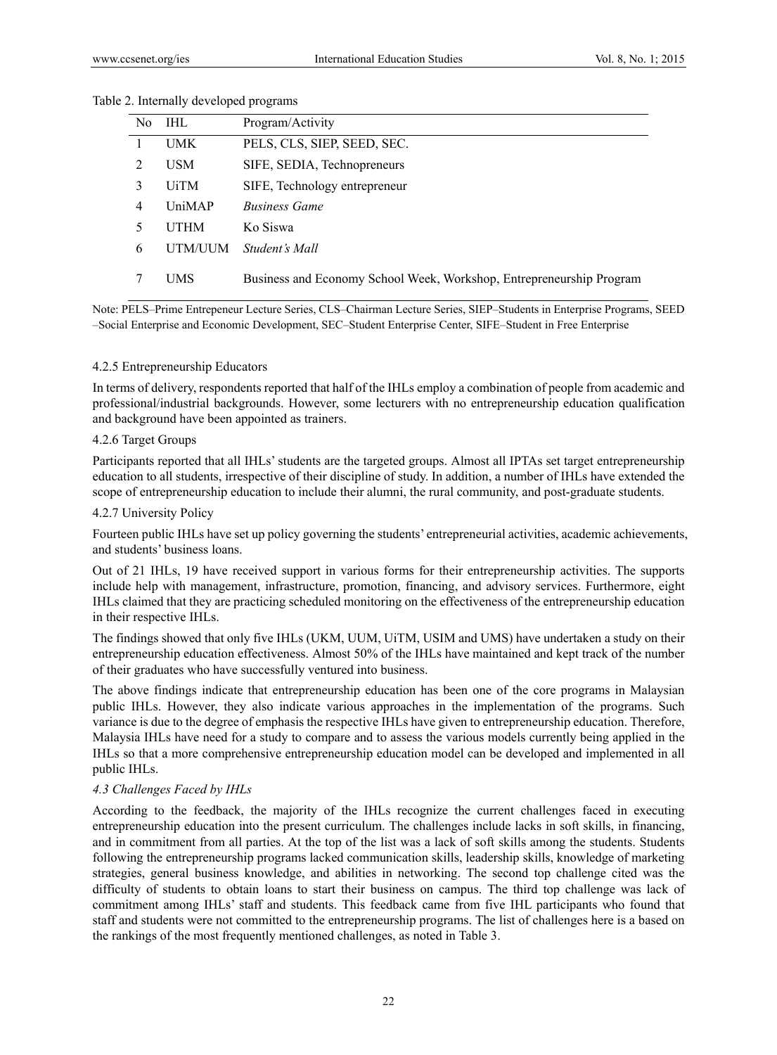Table 2. Internally developed programs

| No | IHL | Program/Activity |
|---|---|---|
| 1 | UMK | PELS, CLS, SIEP, SEED, SEC. |
| 2 | USM | SIFE, SEDIA, Technopreneurs |
| 3 | UiTM | SIFE, Technology entrepreneur |
| 4 | UniMAP | *Business Game* |
| 5 | UTHM | Ko Siswa |
| 6 | UTM/UUM | *Student's Mall* |
| 7 | UMS | Business and Economy School Week, Workshop, Entrepreneurship Program |

Note: PELS–Prime Entrepeneur Lecture Series, CLS–Chairman Lecture Series, SIEP–Students in Enterprise Programs, SEED–Social Enterprise and Economic Development, SEC–Student Enterprise Center, SIFE–Student in Free Enterprise

4.2.5 Entrepreneurship Educators

In terms of delivery, respondents reported that half of the IHLs employ a combination of people from academic and professional/industrial backgrounds. However, some lecturers with no entrepreneurship education qualification and background have been appointed as trainers.

4.2.6 Target Groups

Participants reported that all IHLs' students are the targeted groups. Almost all IPTAs set target entrepreneurship education to all students, irrespective of their discipline of study. In addition, a number of IHLs have extended the scope of entrepreneurship education to include their alumni, the rural community, and post-graduate students.

4.2.7 University Policy

Fourteen public IHLs have set up policy governing the students' entrepreneurial activities, academic achievements, and students' business loans.

Out of 21 IHLs, 19 have received support in various forms for their entrepreneurship activities. The supports include help with management, infrastructure, promotion, financing, and advisory services. Furthermore, eight IHLs claimed that they are practicing scheduled monitoring on the effectiveness of the entrepreneurship education in their respective IHLs.

The findings showed that only five IHLs (UKM, UUM, UiTM, USIM and UMS) have undertaken a study on their entrepreneurship education effectiveness. Almost 50% of the IHLs have maintained and kept track of the number of their graduates who have successfully ventured into business.

The above findings indicate that entrepreneurship education has been one of the core programs in Malaysian public IHLs. However, they also indicate various approaches in the implementation of the programs. Such variance is due to the degree of emphasis the respective IHLs have given to entrepreneurship education. Therefore, Malaysia IHLs have need for a study to compare and to assess the various models currently being applied in the IHLs so that a more comprehensive entrepreneurship education model can be developed and implemented in all public IHLs.

### *4.3 Challenges Faced by IHLs*

According to the feedback, the majority of the IHLs recognize the current challenges faced in executing entrepreneurship education into the present curriculum. The challenges include lacks in soft skills, in financing, and in commitment from all parties. At the top of the list was a lack of soft skills among the students. Students following the entrepreneurship programs lacked communication skills, leadership skills, knowledge of marketing strategies, general business knowledge, and abilities in networking. The second top challenge cited was the difficulty of students to obtain loans to start their business on campus. The third top challenge was lack of commitment among IHLs' staff and students. This feedback came from five IHL participants who found that staff and students were not committed to the entrepreneurship programs. The list of challenges here is a based on the rankings of the most frequently mentioned challenges, as noted in Table 3.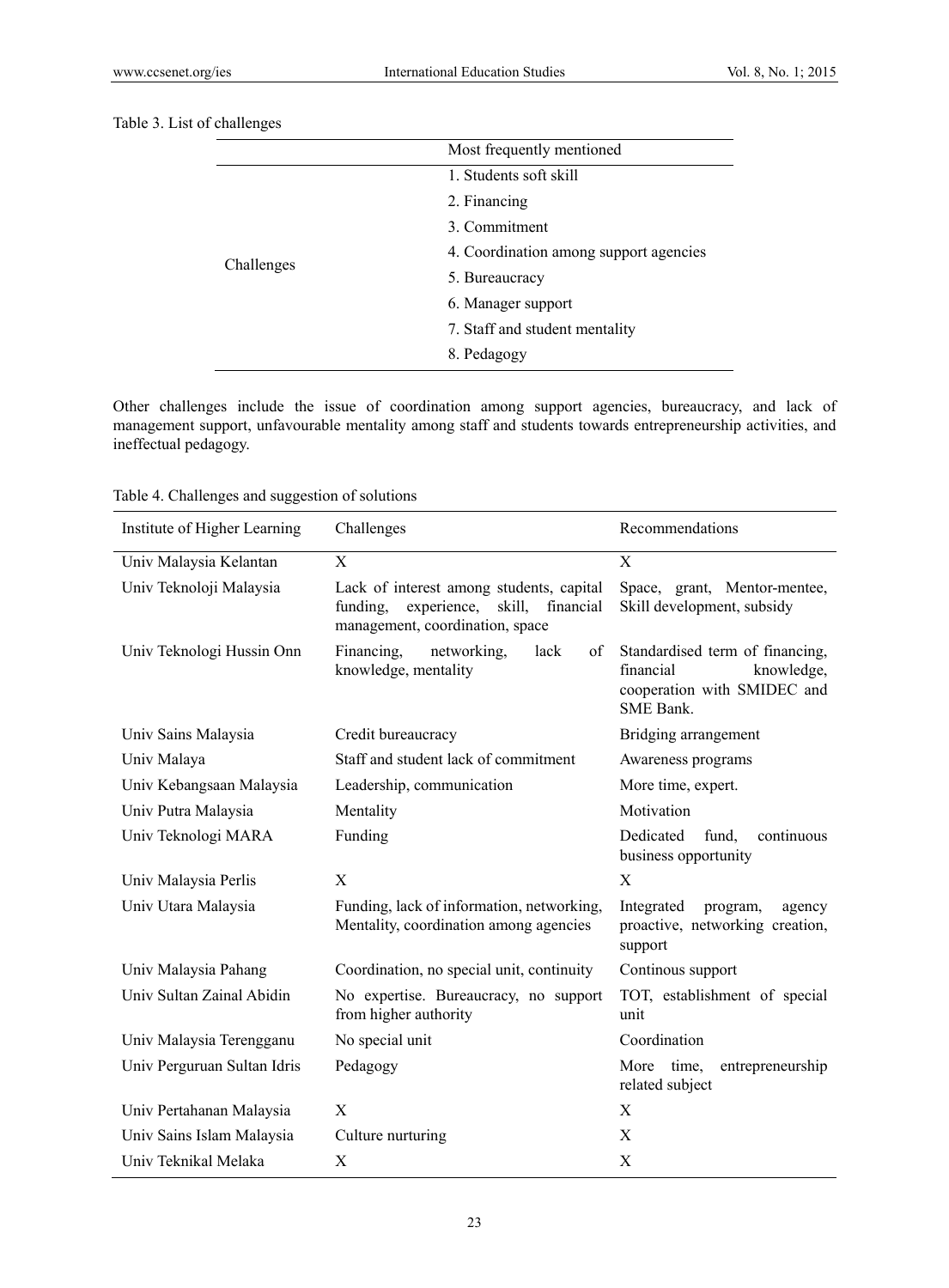Table 3. List of challenges

| | Most frequently mentioned |
|---|---|
| Challenges | 1. Students soft skill |
| | 2. Financing |
| | 3. Commitment |
| | 4. Coordination among support agencies |
| | 5. Bureaucracy |
| | 6. Manager support |
| | 7. Staff and student mentality |
| | 8. Pedagogy |

Other challenges include the issue of coordination among support agencies, bureaucracy, and lack of management support, unfavourable mentality among staff and students towards entrepreneurship activities, and ineffectual pedagogy.

Table 4. Challenges and suggestion of solutions

| Institute of Higher Learning | Challenges | Recommendations |
|---|---|---|
| Univ Malaysia Kelantan | X | X |
| Univ Teknoloji Malaysia | Lack of interest among students, capital funding, experience, skill, financial management, coordination, space | Space, grant, Mentor-mentee, Skill development, subsidy |
| Univ Teknologi Hussin Onn | Financing, networking, lack of knowledge, mentality | Standardised term of financing, financial knowledge, cooperation with SMIDEC and SME Bank. |
| Univ Sains Malaysia | Credit bureaucracy | Bridging arrangement |
| Univ Malaya | Staff and student lack of commitment | Awareness programs |
| Univ Kebangsaan Malaysia | Leadership, communication | More time, expert. |
| Univ Putra Malaysia | Mentality | Motivation |
| Univ Teknologi MARA | Funding | Dedicated fund, continuous business opportunity |
| Univ Malaysia Perlis | X | X |
| Univ Utara Malaysia | Funding, lack of information, networking, Mentality, coordination among agencies | Integrated program, agency proactive, networking creation, support |
| Univ Malaysia Pahang | Coordination, no special unit, continuity | Continous support |
| Univ Sultan Zainal Abidin | No expertise. Bureaucracy, no support from higher authority | TOT, establishment of special unit |
| Univ Malaysia Terengganu | No special unit | Coordination |
| Univ Perguruan Sultan Idris | Pedagogy | More time, entrepreneurship related subject |
| Univ Pertahanan Malaysia | X | X |
| Univ Sains Islam Malaysia | Culture nurturing | X |
| Univ Teknikal Melaka | X | X |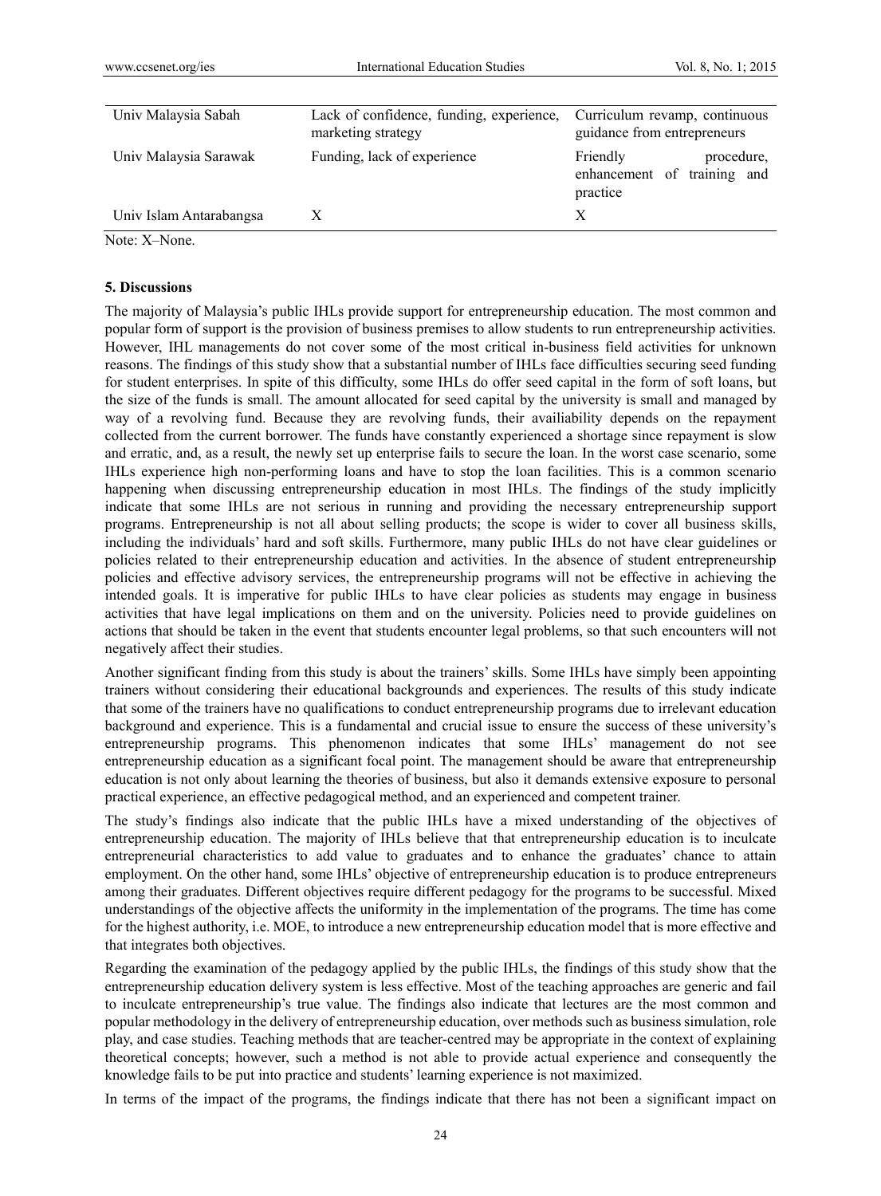| | | |
|---|---|---|
| Univ Malaysia Sabah | Lack of confidence, funding, experience, marketing strategy | Curriculum revamp, continuous guidance from entrepreneurs |
| Univ Malaysia Sarawak | Funding, lack of experience | Friendly procedure, enhancement of training and practice |
| Univ Islam Antarabangsa | X | X |

Note: X–None.

### 5. Discussions

The majority of Malaysia's public IHLs provide support for entrepreneurship education. The most common and popular form of support is the provision of business premises to allow students to run entrepreneurship activities. However, IHL managements do not cover some of the most critical in-business field activities for unknown reasons. The findings of this study show that a substantial number of IHLs face difficulties securing seed funding for student enterprises. In spite of this difficulty, some IHLs do offer seed capital in the form of soft loans, but the size of the funds is small. The amount allocated for seed capital by the university is small and managed by way of a revolving fund. Because they are revolving funds, their availiability depends on the repayment collected from the current borrower. The funds have constantly experienced a shortage since repayment is slow and erratic, and, as a result, the newly set up enterprise fails to secure the loan. In the worst case scenario, some IHLs experience high non-performing loans and have to stop the loan facilities. This is a common scenario happening when discussing entrepreneurship education in most IHLs. The findings of the study implicitly indicate that some IHLs are not serious in running and providing the necessary entrepreneurship support programs. Entrepreneurship is not all about selling products; the scope is wider to cover all business skills, including the individuals' hard and soft skills. Furthermore, many public IHLs do not have clear guidelines or policies related to their entrepreneurship education and activities. In the absence of student entrepreneurship policies and effective advisory services, the entrepreneurship programs will not be effective in achieving the intended goals. It is imperative for public IHLs to have clear policies as students may engage in business activities that have legal implications on them and on the university. Policies need to provide guidelines on actions that should be taken in the event that students encounter legal problems, so that such encounters will not negatively affect their studies.

Another significant finding from this study is about the trainers' skills. Some IHLs have simply been appointing trainers without considering their educational backgrounds and experiences. The results of this study indicate that some of the trainers have no qualifications to conduct entrepreneurship programs due to irrelevant education background and experience. This is a fundamental and crucial issue to ensure the success of these university's entrepreneurship programs. This phenomenon indicates that some IHLs' management do not see entrepreneurship education as a significant focal point. The management should be aware that entrepreneurship education is not only about learning the theories of business, but also it demands extensive exposure to personal practical experience, an effective pedagogical method, and an experienced and competent trainer.

The study's findings also indicate that the public IHLs have a mixed understanding of the objectives of entrepreneurship education. The majority of IHLs believe that that entrepreneurship education is to inculcate entrepreneurial characteristics to add value to graduates and to enhance the graduates' chance to attain employment. On the other hand, some IHLs' objective of entrepreneurship education is to produce entrepreneurs among their graduates. Different objectives require different pedagogy for the programs to be successful. Mixed understandings of the objective affects the uniformity in the implementation of the programs. The time has come for the highest authority, i.e. MOE, to introduce a new entrepreneurship education model that is more effective and that integrates both objectives.

Regarding the examination of the pedagogy applied by the public IHLs, the findings of this study show that the entrepreneurship education delivery system is less effective. Most of the teaching approaches are generic and fail to inculcate entrepreneurship's true value. The findings also indicate that lectures are the most common and popular methodology in the delivery of entrepreneurship education, over methods such as business simulation, role play, and case studies. Teaching methods that are teacher-centred may be appropriate in the context of explaining theoretical concepts; however, such a method is not able to provide actual experience and consequently the knowledge fails to be put into practice and students' learning experience is not maximized.

In terms of the impact of the programs, the findings indicate that there has not been a significant impact on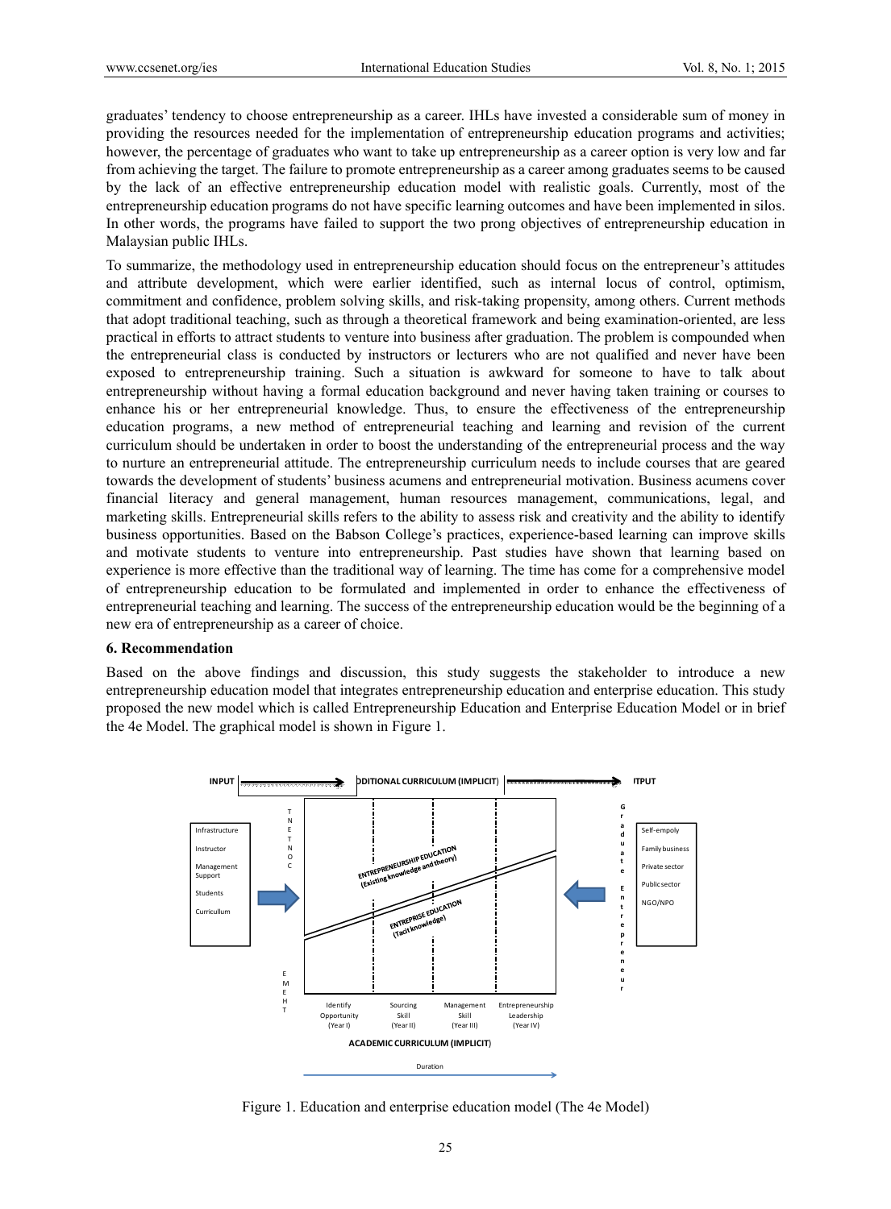graduates' tendency to choose entrepreneurship as a career. IHLs have invested a considerable sum of money in providing the resources needed for the implementation of entrepreneurship education programs and activities; however, the percentage of graduates who want to take up entrepreneurship as a career option is very low and far from achieving the target. The failure to promote entrepreneurship as a career among graduates seems to be caused by the lack of an effective entrepreneurship education model with realistic goals. Currently, most of the entrepreneurship education programs do not have specific learning outcomes and have been implemented in silos. In other words, the programs have failed to support the two prong objectives of entrepreneurship education in Malaysian public IHLs.

To summarize, the methodology used in entrepreneurship education should focus on the entrepreneur's attitudes and attribute development, which were earlier identified, such as internal locus of control, optimism, commitment and confidence, problem solving skills, and risk-taking propensity, among others. Current methods that adopt traditional teaching, such as through a theoretical framework and being examination-oriented, are less practical in efforts to attract students to venture into business after graduation. The problem is compounded when the entrepreneurial class is conducted by instructors or lecturers who are not qualified and never have been exposed to entrepreneurship training. Such a situation is awkward for someone to have to talk about entrepreneurship without having a formal education background and never having taken training or courses to enhance his or her entrepreneurial knowledge. Thus, to ensure the effectiveness of the entrepreneurship education programs, a new method of entrepreneurial teaching and learning and revision of the current curriculum should be undertaken in order to boost the understanding of the entrepreneurial process and the way to nurture an entrepreneurial attitude. The entrepreneurship curriculum needs to include courses that are geared towards the development of students' business acumens and entrepreneurial motivation. Business acumens cover financial literacy and general management, human resources management, communications, legal, and marketing skills. Entrepreneurial skills refers to the ability to assess risk and creativity and the ability to identify business opportunities. Based on the Babson College's practices, experience-based learning can improve skills and motivate students to venture into entrepreneurship. Past studies have shown that learning based on experience is more effective than the traditional way of learning. The time has come for a comprehensive model of entrepreneurship education to be formulated and implemented in order to enhance the effectiveness of entrepreneurial teaching and learning. The success of the entrepreneurship education would be the beginning of a new era of entrepreneurship as a career of choice.

## 6. Recommendation

Based on the above findings and discussion, this study suggests the stakeholder to introduce a new entrepreneurship education model that integrates entrepreneurship education and enterprise education. This study proposed the new model which is called Entrepreneurship Education and Enterprise Education Model or in brief the 4e Model. The graphical model is shown in Figure 1.

Figure 1. Education and enterprise education model (The 4e Model)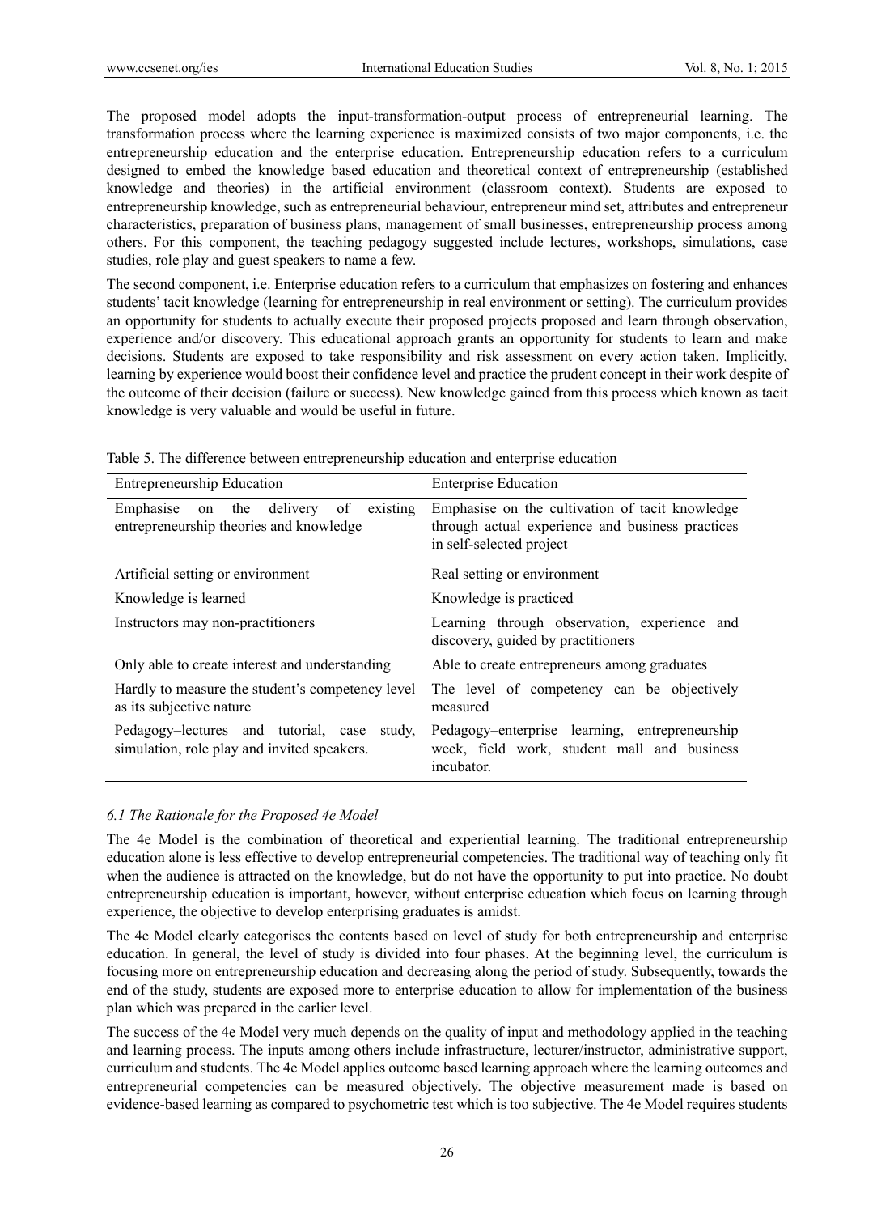The proposed model adopts the input-transformation-output process of entrepreneurial learning. The transformation process where the learning experience is maximized consists of two major components, i.e. the entrepreneurship education and the enterprise education. Entrepreneurship education refers to a curriculum designed to embed the knowledge based education and theoretical context of entrepreneurship (established knowledge and theories) in the artificial environment (classroom context). Students are exposed to entrepreneurship knowledge, such as entrepreneurial behaviour, entrepreneur mind set, attributes and entrepreneur characteristics, preparation of business plans, management of small businesses, entrepreneurship process among others. For this component, the teaching pedagogy suggested include lectures, workshops, simulations, case studies, role play and guest speakers to name a few.

The second component, i.e. Enterprise education refers to a curriculum that emphasizes on fostering and enhances students' tacit knowledge (learning for entrepreneurship in real environment or setting). The curriculum provides an opportunity for students to actually execute their proposed projects proposed and learn through observation, experience and/or discovery. This educational approach grants an opportunity for students to learn and make decisions. Students are exposed to take responsibility and risk assessment on every action taken. Implicitly, learning by experience would boost their confidence level and practice the prudent concept in their work despite of the outcome of their decision (failure or success). New knowledge gained from this process which known as tacit knowledge is very valuable and would be useful in future.

Table 5. The difference between entrepreneurship education and enterprise education

| Entrepreneurship Education | Enterprise Education |
|---|---|
| Emphasise on the delivery of existing entrepreneurship theories and knowledge | Emphasise on the cultivation of tacit knowledge through actual experience and business practices in self-selected project |
| Artificial setting or environment | Real setting or environment |
| Knowledge is learned | Knowledge is practiced |
| Instructors may non-practitioners | Learning through observation, experience and discovery, guided by practitioners |
| Only able to create interest and understanding | Able to create entrepreneurs among graduates |
| Hardly to measure the student's competency level as its subjective nature | The level of competency can be objectively measured |
| Pedagogy–lectures and tutorial, case study, simulation, role play and invited speakers. | Pedagogy–enterprise learning, entrepreneurship week, field work, student mall and business incubator. |

### *6.1 The Rationale for the Proposed 4e Model*

The 4e Model is the combination of theoretical and experiential learning. The traditional entrepreneurship education alone is less effective to develop entrepreneurial competencies. The traditional way of teaching only fit when the audience is attracted on the knowledge, but do not have the opportunity to put into practice. No doubt entrepreneurship education is important, however, without enterprise education which focus on learning through experience, the objective to develop enterprising graduates is amidst.

The 4e Model clearly categorises the contents based on level of study for both entrepreneurship and enterprise education. In general, the level of study is divided into four phases. At the beginning level, the curriculum is focusing more on entrepreneurship education and decreasing along the period of study. Subsequently, towards the end of the study, students are exposed more to enterprise education to allow for implementation of the business plan which was prepared in the earlier level.

The success of the 4e Model very much depends on the quality of input and methodology applied in the teaching and learning process. The inputs among others include infrastructure, lecturer/instructor, administrative support, curriculum and students. The 4e Model applies outcome based learning approach where the learning outcomes and entrepreneurial competencies can be measured objectively. The objective measurement made is based on evidence-based learning as compared to psychometric test which is too subjective. The 4e Model requires students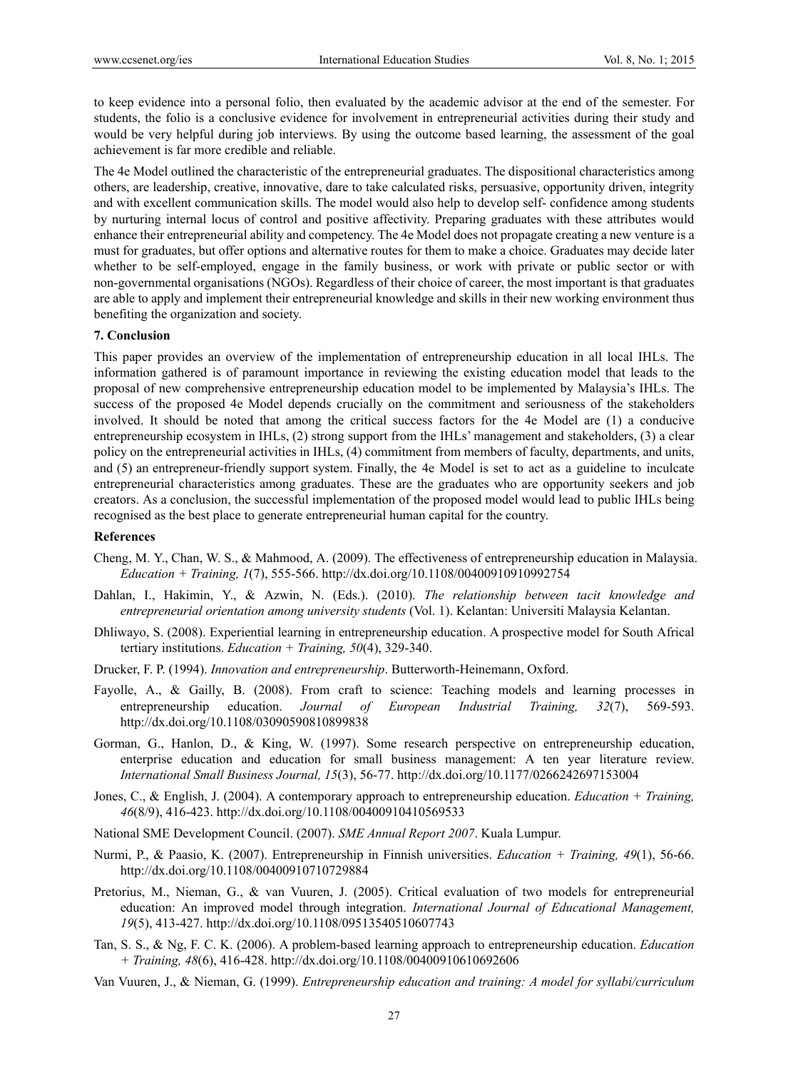to keep evidence into a personal folio, then evaluated by the academic advisor at the end of the semester. For students, the folio is a conclusive evidence for involvement in entrepreneurial activities during their study and would be very helpful during job interviews. By using the outcome based learning, the assessment of the goal achievement is far more credible and reliable.

The 4e Model outlined the characteristic of the entrepreneurial graduates. The dispositional characteristics among others, are leadership, creative, innovative, dare to take calculated risks, persuasive, opportunity driven, integrity and with excellent communication skills. The model would also help to develop self- confidence among students by nurturing internal locus of control and positive affectivity. Preparing graduates with these attributes would enhance their entrepreneurial ability and competency. The 4e Model does not propagate creating a new venture is a must for graduates, but offer options and alternative routes for them to make a choice. Graduates may decide later whether to be self-employed, engage in the family business, or work with private or public sector or with non-governmental organisations (NGOs). Regardless of their choice of career, the most important is that graduates are able to apply and implement their entrepreneurial knowledge and skills in their new working environment thus benefiting the organization and society.

### 7. Conclusion

This paper provides an overview of the implementation of entrepreneurship education in all local IHLs. The information gathered is of paramount importance in reviewing the existing education model that leads to the proposal of new comprehensive entrepreneurship education model to be implemented by Malaysia's IHLs. The success of the proposed 4e Model depends crucially on the commitment and seriousness of the stakeholders involved. It should be noted that among the critical success factors for the 4e Model are (1) a conducive entrepreneurship ecosystem in IHLs, (2) strong support from the IHLs' management and stakeholders, (3) a clear policy on the entrepreneurial activities in IHLs, (4) commitment from members of faculty, departments, and units, and (5) an entrepreneur-friendly support system. Finally, the 4e Model is set to act as a guideline to inculcate entrepreneurial characteristics among graduates. These are the graduates who are opportunity seekers and job creators. As a conclusion, the successful implementation of the proposed model would lead to public IHLs being recognised as the best place to generate entrepreneurial human capital for the country.

### References

Cheng, M. Y., Chan, W. S., & Mahmood, A. (2009). The effectiveness of entrepreneurship education in Malaysia. *Education + Training, 1*(7), 555-566. http://dx.doi.org/10.1108/00400910910992754

Dahlan, I., Hakimin, Y., & Azwin, N. (Eds.). (2010). *The relationship between tacit knowledge and entrepreneurial orientation among university students* (Vol. 1). Kelantan: Universiti Malaysia Kelantan.

Dhliwayo, S. (2008). Experiential learning in entrepreneurship education. A prospective model for South Africal tertiary institutions. *Education + Training, 50*(4), 329-340.

Drucker, F. P. (1994). *Innovation and entrepreneurship*. Butterworth-Heinemann, Oxford.

Fayolle, A., & Gailly, B. (2008). From craft to science: Teaching models and learning processes in entrepreneurship education. *Journal of European Industrial Training, 32*(7), 569-593. http://dx.doi.org/10.1108/03090590810899838

Gorman, G., Hanlon, D., & King, W. (1997). Some research perspective on entrepreneurship education, enterprise education and education for small business management: A ten year literature review. *International Small Business Journal, 15*(3), 56-77. http://dx.doi.org/10.1177/0266242697153004

Jones, C., & English, J. (2004). A contemporary approach to entrepreneurship education. *Education + Training, 46*(8/9), 416-423. http://dx.doi.org/10.1108/00400910410569533

National SME Development Council. (2007). *SME Annual Report 2007*. Kuala Lumpur.

Nurmi, P., & Paasio, K. (2007). Entrepreneurship in Finnish universities. *Education + Training, 49*(1), 56-66. http://dx.doi.org/10.1108/00400910710729884

Pretorius, M., Nieman, G., & van Vuuren, J. (2005). Critical evaluation of two models for entrepreneurial education: An improved model through integration. *International Journal of Educational Management, 19*(5), 413-427. http://dx.doi.org/10.1108/09513540510607743

Tan, S. S., & Ng, F. C. K. (2006). A problem-based learning approach to entrepreneurship education. *Education + Training, 48*(6), 416-428. http://dx.doi.org/10.1108/00400910610692606

Van Vuuren, J., & Nieman, G. (1999). *Entrepreneurship education and training: A model for syllabi/curriculum*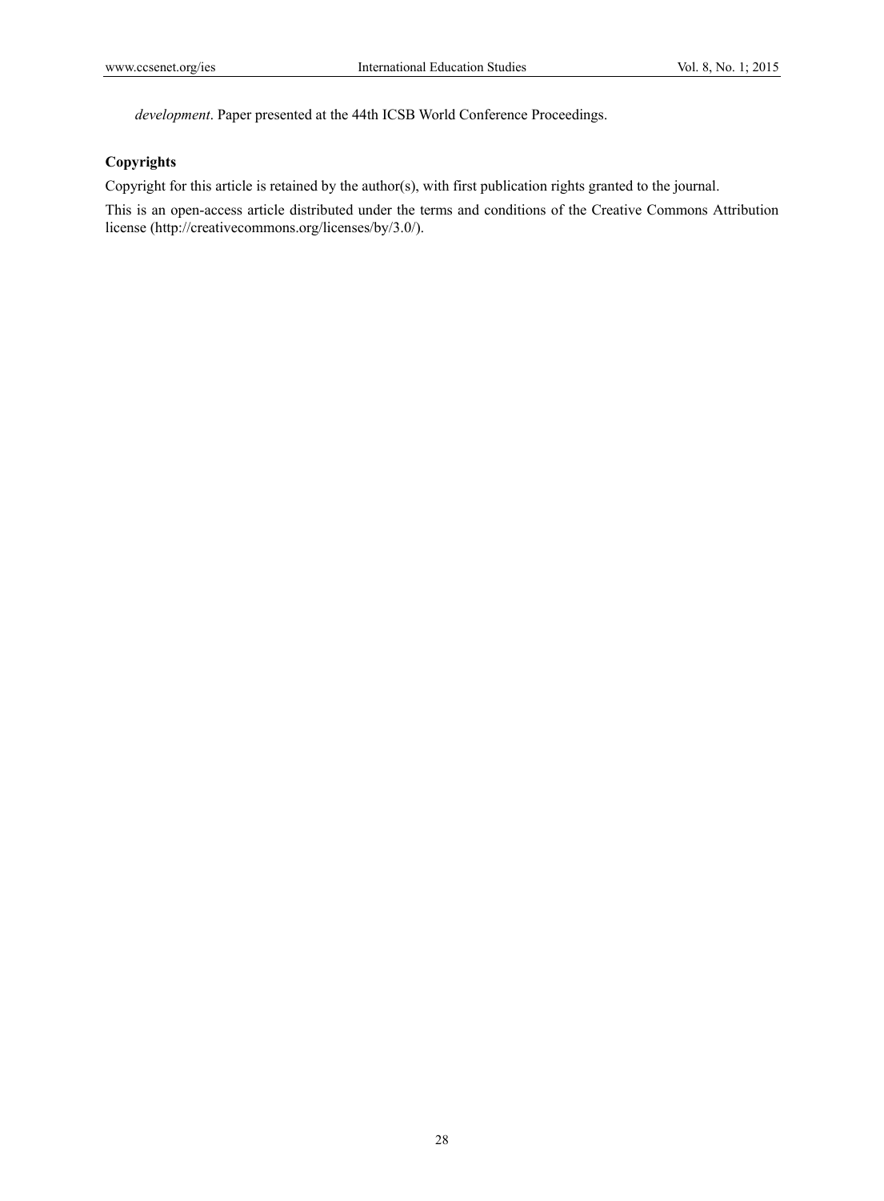*development*. Paper presented at the 44th ICSB World Conference Proceedings.

**Copyrights**

Copyright for this article is retained by the author(s), with first publication rights granted to the journal.

This is an open-access article distributed under the terms and conditions of the Creative Commons Attribution license (http://creativecommons.org/licenses/by/3.0/).